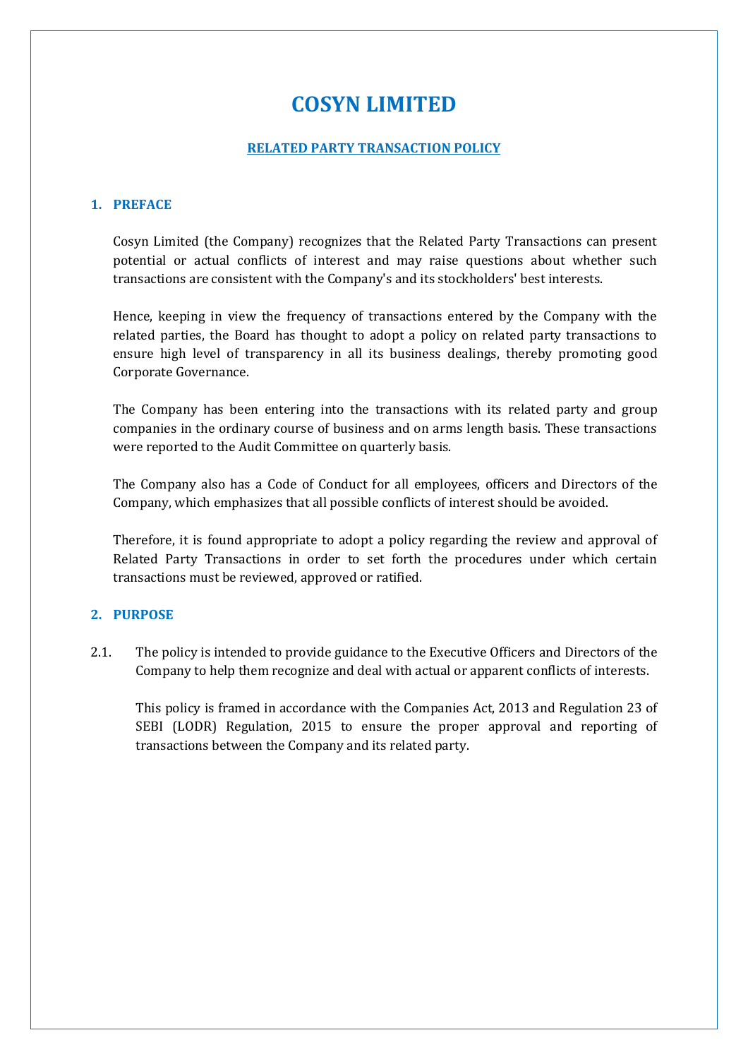# COSYN LIMITED

## RELATED PARTY TRANSACTION POLICY

### 1. PREFACE

Cosyn Limited (the Company) recognizes that the Related Party Transactions can present potential or actual conflicts of interest and may raise questions about whether such transactions are consistent with the Company's and its stockholders' best interests.

Hence, keeping in view the frequency of transactions entered by the Company with the related parties, the Board has thought to adopt a policy on related party transactions to ensure high level of transparency in all its business dealings, thereby promoting good Corporate Governance.

The Company has been entering into the transactions with its related party and group companies in the ordinary course of business and on arms length basis. These transactions were reported to the Audit Committee on quarterly basis.

The Company also has a Code of Conduct for all employees, officers and Directors of the Company, which emphasizes that all possible conflicts of interest should be avoided.

Therefore, it is found appropriate to adopt a policy regarding the review and approval of Related Party Transactions in order to set forth the procedures under which certain transactions must be reviewed, approved or ratified.

### 2. PURPOSE

2.1. The policy is intended to provide guidance to the Executive Officers and Directors of the Company to help them recognize and deal with actual or apparent conflicts of interests.

This policy is framed in accordance with the Companies Act, 2013 and Regulation 23 of SEBI (LODR) Regulation, 2015 to ensure the proper approval and reporting of transactions between the Company and its related party.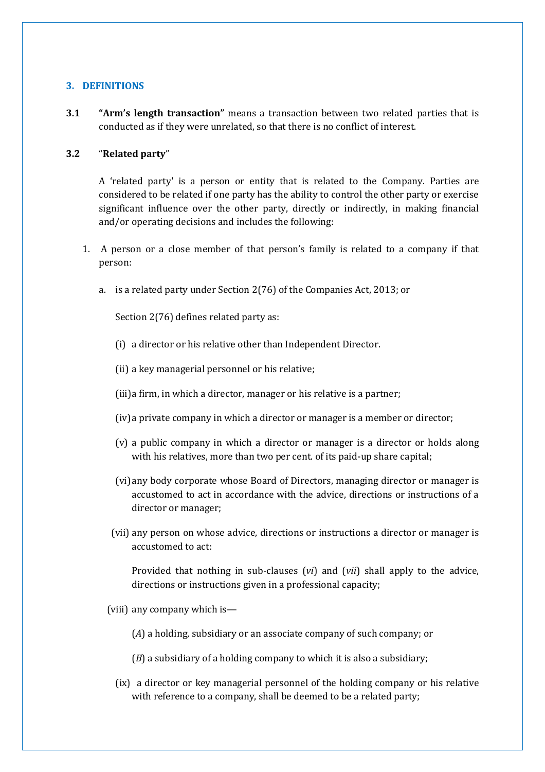## 3. DEFINITIONS

**3.1** **"Arm's length transaction"** means a transaction between two related parties that is conducted as if they were unrelated, so that there is no conflict of interest.

**3.2** "**Related party**"

A 'related party' is a person or entity that is related to the Company. Parties are considered to be related if one party has the ability to control the other party or exercise significant influence over the other party, directly or indirectly, in making financial and/or operating decisions and includes the following:

1. A person or a close member of that person's family is related to a company if that person:

   a. is a related party under Section 2(76) of the Companies Act, 2013; or

      Section 2(76) defines related party as:

      (i) a director or his relative other than Independent Director.

      (ii) a key managerial personnel or his relative;

      (iii) a firm, in which a director, manager or his relative is a partner;

      (iv) a private company in which a director or manager is a member or director;

      (v) a public company in which a director or manager is a director or holds along with his relatives, more than two per cent. of its paid-up share capital;

      (vi) any body corporate whose Board of Directors, managing director or manager is accustomed to act in accordance with the advice, directions or instructions of a director or manager;

      (vii) any person on whose advice, directions or instructions a director or manager is accustomed to act:

      Provided that nothing in sub-clauses (*vi*) and (*vii*) shall apply to the advice, directions or instructions given in a professional capacity;

      (viii) any company which is—

      (*A*) a holding, subsidiary or an associate company of such company; or

      (*B*) a subsidiary of a holding company to which it is also a subsidiary;

      (ix) a director or key managerial personnel of the holding company or his relative with reference to a company, shall be deemed to be a related party;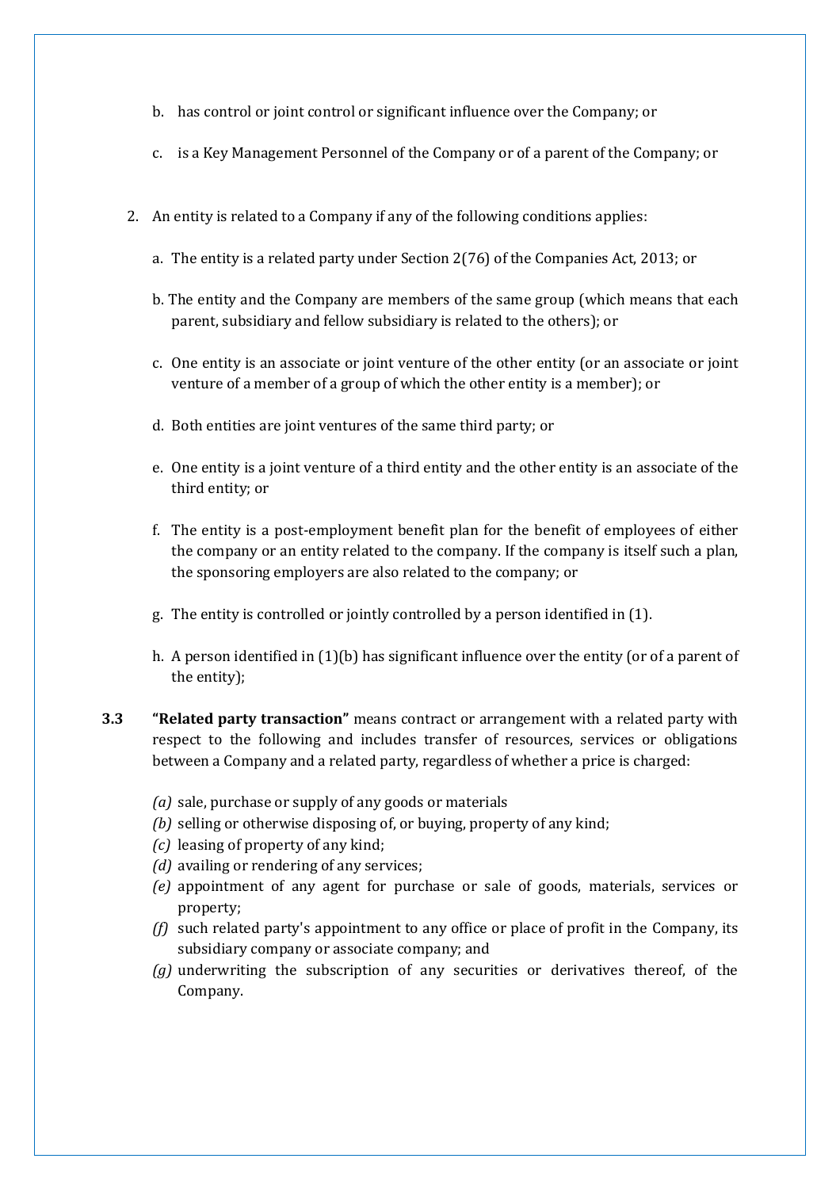b. has control or joint control or significant influence over the Company; or

c. is a Key Management Personnel of the Company or of a parent of the Company; or

2. An entity is related to a Company if any of the following conditions applies:

   a. The entity is a related party under Section 2(76) of the Companies Act, 2013; or

   b. The entity and the Company are members of the same group (which means that each parent, subsidiary and fellow subsidiary is related to the others); or

   c. One entity is an associate or joint venture of the other entity (or an associate or joint venture of a member of a group of which the other entity is a member); or

   d. Both entities are joint ventures of the same third party; or

   e. One entity is a joint venture of a third entity and the other entity is an associate of the third entity; or

   f. The entity is a post-employment benefit plan for the benefit of employees of either the company or an entity related to the company. If the company is itself such a plan, the sponsoring employers are also related to the company; or

   g. The entity is controlled or jointly controlled by a person identified in (1).

   h. A person identified in (1)(b) has significant influence over the entity (or of a parent of the entity);

**3.3** **"Related party transaction"** means contract or arrangement with a related party with respect to the following and includes transfer of resources, services or obligations between a Company and a related party, regardless of whether a price is charged:

*(a)* sale, purchase or supply of any goods or materials
*(b)* selling or otherwise disposing of, or buying, property of any kind;
*(c)* leasing of property of any kind;
*(d)* availing or rendering of any services;
*(e)* appointment of any agent for purchase or sale of goods, materials, services or property;
*(f)* such related party's appointment to any office or place of profit in the Company, its subsidiary company or associate company; and
*(g)* underwriting the subscription of any securities or derivatives thereof, of the Company.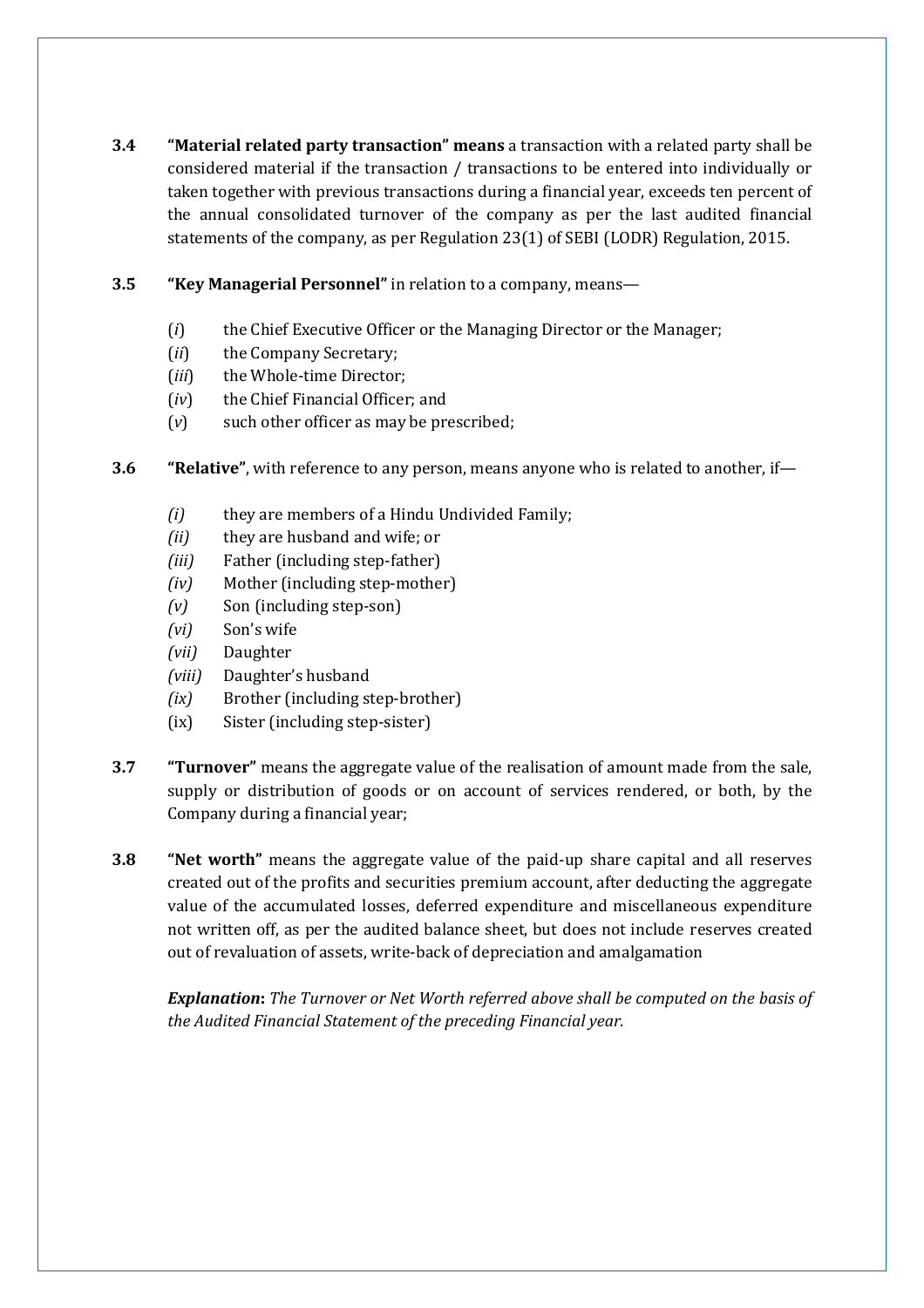**3.4** **"Material related party transaction" means** a transaction with a related party shall be considered material if the transaction / transactions to be entered into individually or taken together with previous transactions during a financial year, exceeds ten percent of the annual consolidated turnover of the company as per the last audited financial statements of the company, as per Regulation 23(1) of SEBI (LODR) Regulation, 2015.

**3.5** **"Key Managerial Personnel"** in relation to a company, means—

(*i*) the Chief Executive Officer or the Managing Director or the Manager;
(*ii*) the Company Secretary;
(*iii*) the Whole-time Director;
(*iv*) the Chief Financial Officer; and
(*v*) such other officer as may be prescribed;

**3.6** **"Relative"**, with reference to any person, means anyone who is related to another, if—

*(i)* they are members of a Hindu Undivided Family;
*(ii)* they are husband and wife; or
*(iii)* Father (including step-father)
*(iv)* Mother (including step-mother)
*(v)* Son (including step-son)
*(vi)* Son's wife
*(vii)* Daughter
*(viii)* Daughter's husband
*(ix)* Brother (including step-brother)
(ix) Sister (including step-sister)

**3.7** **"Turnover"** means the aggregate value of the realisation of amount made from the sale, supply or distribution of goods or on account of services rendered, or both, by the Company during a financial year;

**3.8** **"Net worth"** means the aggregate value of the paid-up share capital and all reserves created out of the profits and securities premium account, after deducting the aggregate value of the accumulated losses, deferred expenditure and miscellaneous expenditure not written off, as per the audited balance sheet, but does not include reserves created out of revaluation of assets, write-back of depreciation and amalgamation

***Explanation*:** *The Turnover or Net Worth referred above shall be computed on the basis of the Audited Financial Statement of the preceding Financial year.*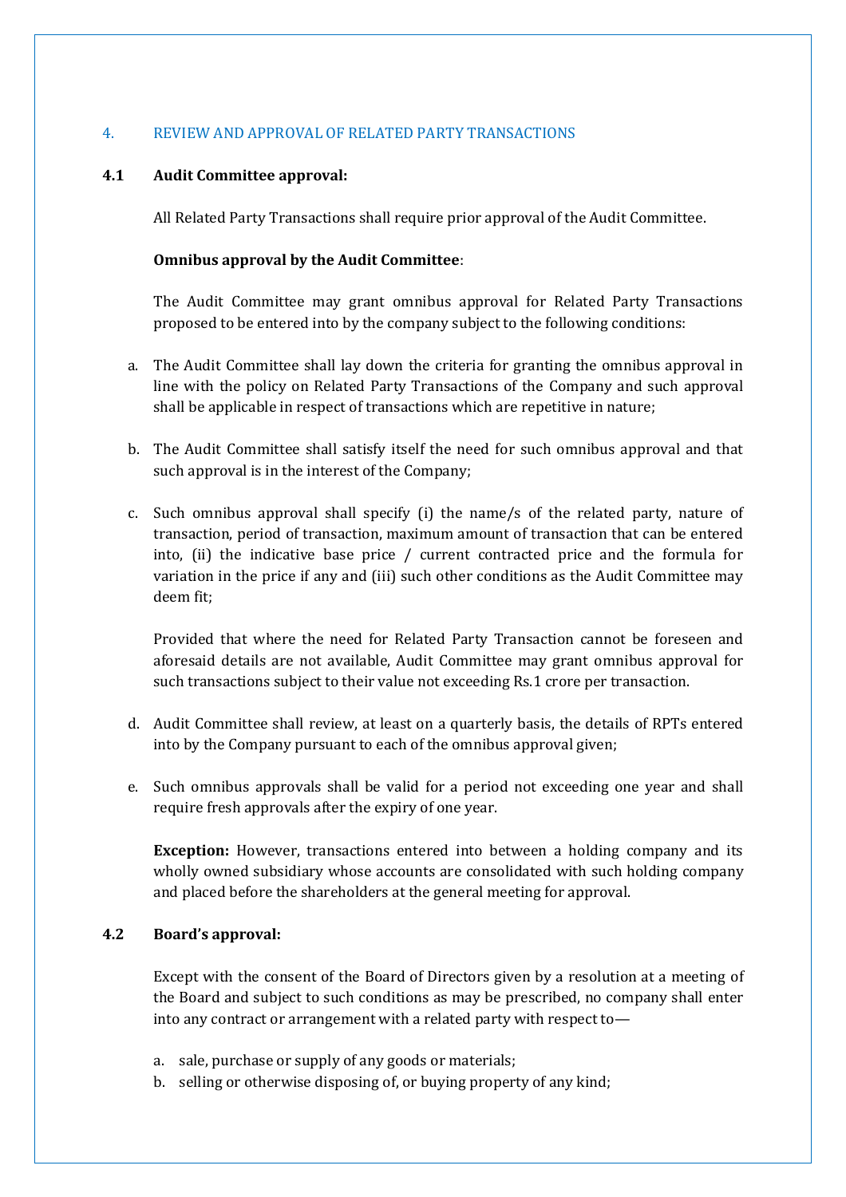## 4. REVIEW AND APPROVAL OF RELATED PARTY TRANSACTIONS

### 4.1 Audit Committee approval:

All Related Party Transactions shall require prior approval of the Audit Committee.

**Omnibus approval by the Audit Committee**:

The Audit Committee may grant omnibus approval for Related Party Transactions proposed to be entered into by the company subject to the following conditions:

a. The Audit Committee shall lay down the criteria for granting the omnibus approval in line with the policy on Related Party Transactions of the Company and such approval shall be applicable in respect of transactions which are repetitive in nature;

b. The Audit Committee shall satisfy itself the need for such omnibus approval and that such approval is in the interest of the Company;

c. Such omnibus approval shall specify (i) the name/s of the related party, nature of transaction, period of transaction, maximum amount of transaction that can be entered into, (ii) the indicative base price / current contracted price and the formula for variation in the price if any and (iii) such other conditions as the Audit Committee may deem fit;

   Provided that where the need for Related Party Transaction cannot be foreseen and aforesaid details are not available, Audit Committee may grant omnibus approval for such transactions subject to their value not exceeding Rs.1 crore per transaction.

d. Audit Committee shall review, at least on a quarterly basis, the details of RPTs entered into by the Company pursuant to each of the omnibus approval given;

e. Such omnibus approvals shall be valid for a period not exceeding one year and shall require fresh approvals after the expiry of one year.

**Exception:** However, transactions entered into between a holding company and its wholly owned subsidiary whose accounts are consolidated with such holding company and placed before the shareholders at the general meeting for approval.

### 4.2 Board's approval:

Except with the consent of the Board of Directors given by a resolution at a meeting of the Board and subject to such conditions as may be prescribed, no company shall enter into any contract or arrangement with a related party with respect to—

a. sale, purchase or supply of any goods or materials;
b. selling or otherwise disposing of, or buying property of any kind;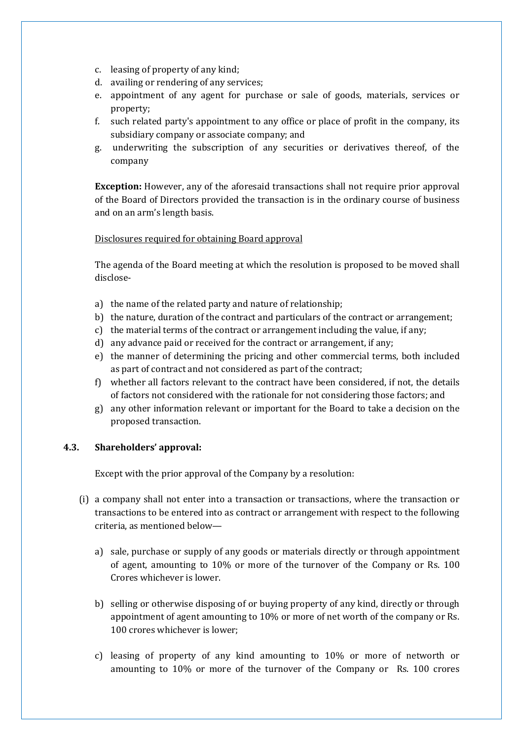c. leasing of property of any kind;
d. availing or rendering of any services;
e. appointment of any agent for purchase or sale of goods, materials, services or property;
f. such related party's appointment to any office or place of profit in the company, its subsidiary company or associate company; and
g. underwriting the subscription of any securities or derivatives thereof, of the company

**Exception:** However, any of the aforesaid transactions shall not require prior approval of the Board of Directors provided the transaction is in the ordinary course of business and on an arm's length basis.

<u>Disclosures required for obtaining Board approval</u>

The agenda of the Board meeting at which the resolution is proposed to be moved shall disclose-

a) the name of the related party and nature of relationship;
b) the nature, duration of the contract and particulars of the contract or arrangement;
c) the material terms of the contract or arrangement including the value, if any;
d) any advance paid or received for the contract or arrangement, if any;
e) the manner of determining the pricing and other commercial terms, both included as part of contract and not considered as part of the contract;
f) whether all factors relevant to the contract have been considered, if not, the details of factors not considered with the rationale for not considering those factors; and
g) any other information relevant or important for the Board to take a decision on the proposed transaction.

### 4.3. Shareholders' approval:

Except with the prior approval of the Company by a resolution:

(i) a company shall not enter into a transaction or transactions, where the transaction or transactions to be entered into as contract or arrangement with respect to the following criteria, as mentioned below—

a) sale, purchase or supply of any goods or materials directly or through appointment of agent, amounting to 10% or more of the turnover of the Company or Rs. 100 Crores whichever is lower.

b) selling or otherwise disposing of or buying property of any kind, directly or through appointment of agent amounting to 10% or more of net worth of the company or Rs. 100 crores whichever is lower;

c) leasing of property of any kind amounting to 10% or more of networth or amounting to 10% or more of the turnover of the Company or Rs. 100 crores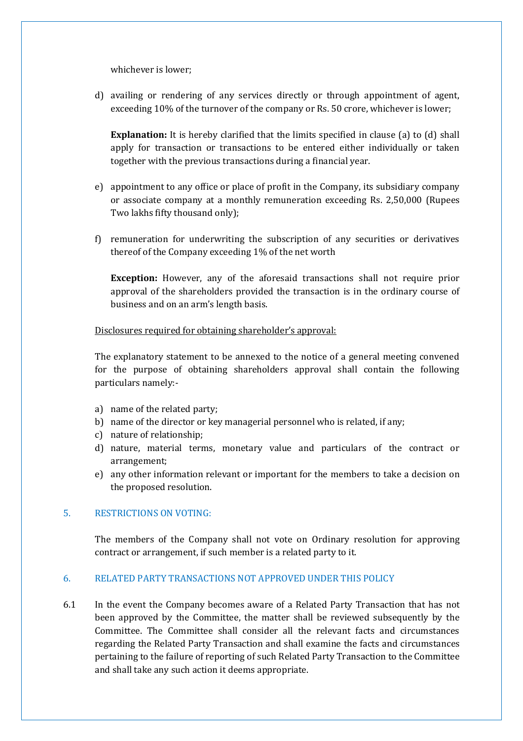whichever is lower;

d) availing or rendering of any services directly or through appointment of agent, exceeding 10% of the turnover of the company or Rs. 50 crore, whichever is lower;

**Explanation:** It is hereby clarified that the limits specified in clause (a) to (d) shall apply for transaction or transactions to be entered either individually or taken together with the previous transactions during a financial year.

e) appointment to any office or place of profit in the Company, its subsidiary company or associate company at a monthly remuneration exceeding Rs. 2,50,000 (Rupees Two lakhs fifty thousand only);

f) remuneration for underwriting the subscription of any securities or derivatives thereof of the Company exceeding 1% of the net worth

**Exception:** However, any of the aforesaid transactions shall not require prior approval of the shareholders provided the transaction is in the ordinary course of business and on an arm's length basis.

<u>Disclosures required for obtaining shareholder's approval:</u>

The explanatory statement to be annexed to the notice of a general meeting convened for the purpose of obtaining shareholders approval shall contain the following particulars namely:-

a) name of the related party;
b) name of the director or key managerial personnel who is related, if any;
c) nature of relationship;
d) nature, material terms, monetary value and particulars of the contract or arrangement;
e) any other information relevant or important for the members to take a decision on the proposed resolution.

## 5. RESTRICTIONS ON VOTING:

The members of the Company shall not vote on Ordinary resolution for approving contract or arrangement, if such member is a related party to it.

## 6. RELATED PARTY TRANSACTIONS NOT APPROVED UNDER THIS POLICY

6.1 In the event the Company becomes aware of a Related Party Transaction that has not been approved by the Committee, the matter shall be reviewed subsequently by the Committee. The Committee shall consider all the relevant facts and circumstances regarding the Related Party Transaction and shall examine the facts and circumstances pertaining to the failure of reporting of such Related Party Transaction to the Committee and shall take any such action it deems appropriate.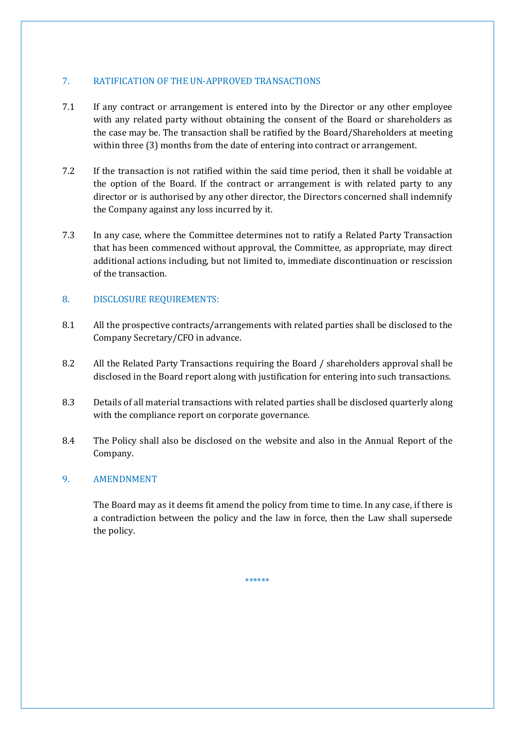## 7. RATIFICATION OF THE UN-APPROVED TRANSACTIONS

7.1 If any contract or arrangement is entered into by the Director or any other employee with any related party without obtaining the consent of the Board or shareholders as the case may be. The transaction shall be ratified by the Board/Shareholders at meeting within three (3) months from the date of entering into contract or arrangement.

7.2 If the transaction is not ratified within the said time period, then it shall be voidable at the option of the Board. If the contract or arrangement is with related party to any director or is authorised by any other director, the Directors concerned shall indemnify the Company against any loss incurred by it.

7.3 In any case, where the Committee determines not to ratify a Related Party Transaction that has been commenced without approval, the Committee, as appropriate, may direct additional actions including, but not limited to, immediate discontinuation or rescission of the transaction.

## 8. DISCLOSURE REQUIREMENTS:

8.1 All the prospective contracts/arrangements with related parties shall be disclosed to the Company Secretary/CFO in advance.

8.2 All the Related Party Transactions requiring the Board / shareholders approval shall be disclosed in the Board report along with justification for entering into such transactions.

8.3 Details of all material transactions with related parties shall be disclosed quarterly along with the compliance report on corporate governance.

8.4 The Policy shall also be disclosed on the website and also in the Annual Report of the Company.

## 9. AMENDNMENT

The Board may as it deems fit amend the policy from time to time. In any case, if there is a contradiction between the policy and the law in force, then the Law shall supersede the policy.

******